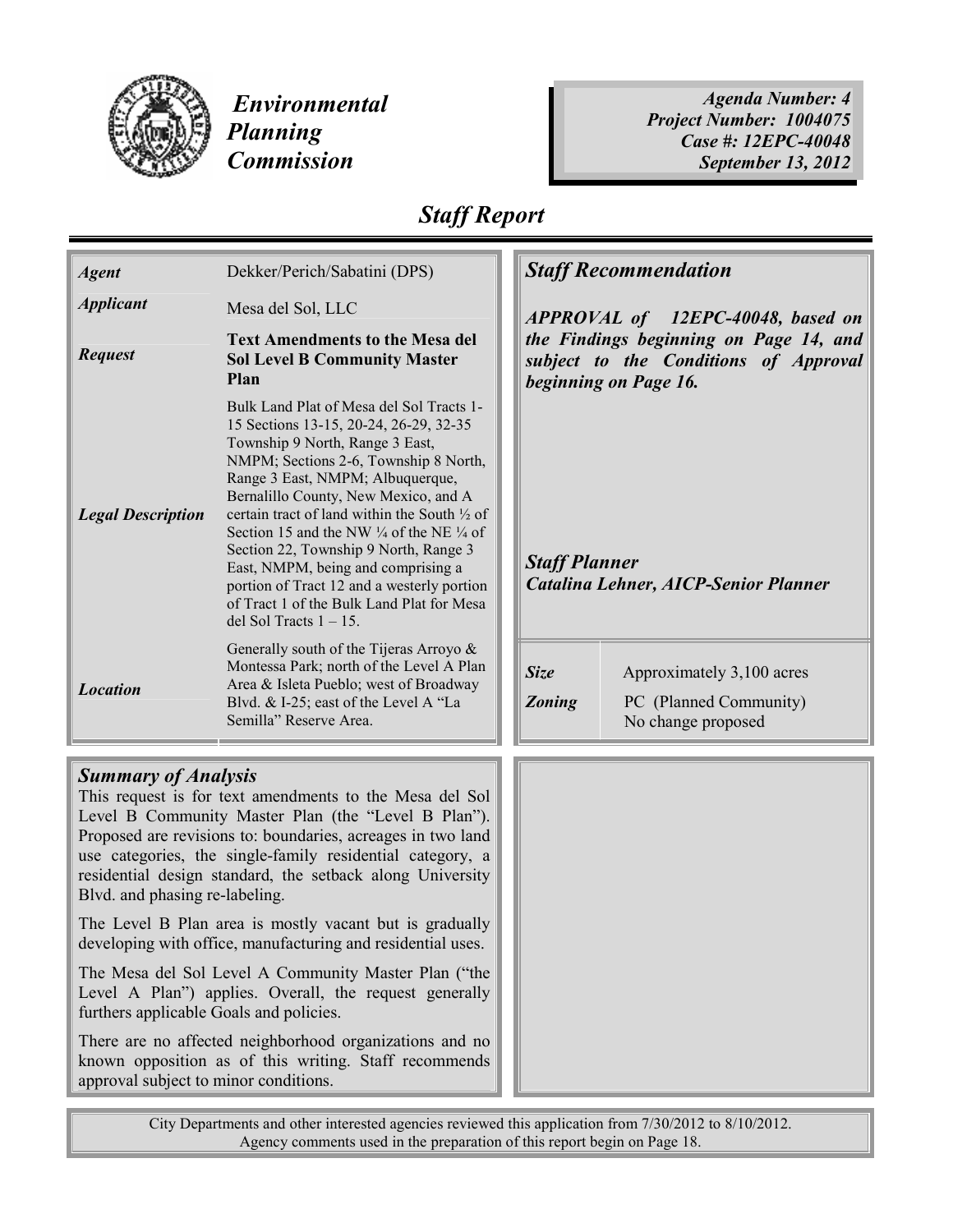# Environmental Planning Commission

**Agenda Number: 4**
**Project Number: 1004075**
**Case #: 12EPC-40048**
**September 13, 2012**

## Staff Report

| | |
|---|---|
| ***Agent*** | Dekker/Perich/Sabatini (DPS) |
| ***Applicant*** | Mesa del Sol, LLC |
| ***Request*** | **Text Amendments to the Mesa del Sol Level B Community Master Plan** |
| ***Legal Description*** | Bulk Land Plat of Mesa del Sol Tracts 1-15 Sections 13-15, 20-24, 26-29, 32-35 Township 9 North, Range 3 East, NMPM; Sections 2-6, Township 8 North, Range 3 East, NMPM; Albuquerque, Bernalillo County, New Mexico, and A certain tract of land within the South ½ of Section 15 and the NW ¼ of the NE ¼ of Section 22, Township 9 North, Range 3 East, NMPM, being and comprising a portion of Tract 12 and a westerly portion of Tract 1 of the Bulk Land Plat for Mesa del Sol Tracts 1 – 15. |
| ***Location*** | Generally south of the Tijeras Arroyo & Montessa Park; north of the Level A Plan Area & Isleta Pueblo; west of Broadway Blvd. & I-25; east of the Level A "La Semilla" Reserve Area. |

### *Staff Recommendation*

***APPROVAL of 12EPC-40048, based on the Findings beginning on Page 14, and subject to the Conditions of Approval beginning on Page 16.***

***Staff Planner***
***Catalina Lehner, AICP-Senior Planner***

| | |
|---|---|
| ***Size*** | Approximately 3,100 acres |
| ***Zoning*** | PC (Planned Community) No change proposed |

### *Summary of Analysis*

This request is for text amendments to the Mesa del Sol Level B Community Master Plan (the "Level B Plan"). Proposed are revisions to: boundaries, acreages in two land use categories, the single-family residential category, a residential design standard, the setback along University Blvd. and phasing re-labeling.

The Level B Plan area is mostly vacant but is gradually developing with office, manufacturing and residential uses.

The Mesa del Sol Level A Community Master Plan ("the Level A Plan") applies. Overall, the request generally furthers applicable Goals and policies.

There are no affected neighborhood organizations and no known opposition as of this writing. Staff recommends approval subject to minor conditions.

City Departments and other interested agencies reviewed this application from 7/30/2012 to 8/10/2012.
Agency comments used in the preparation of this report begin on Page 18.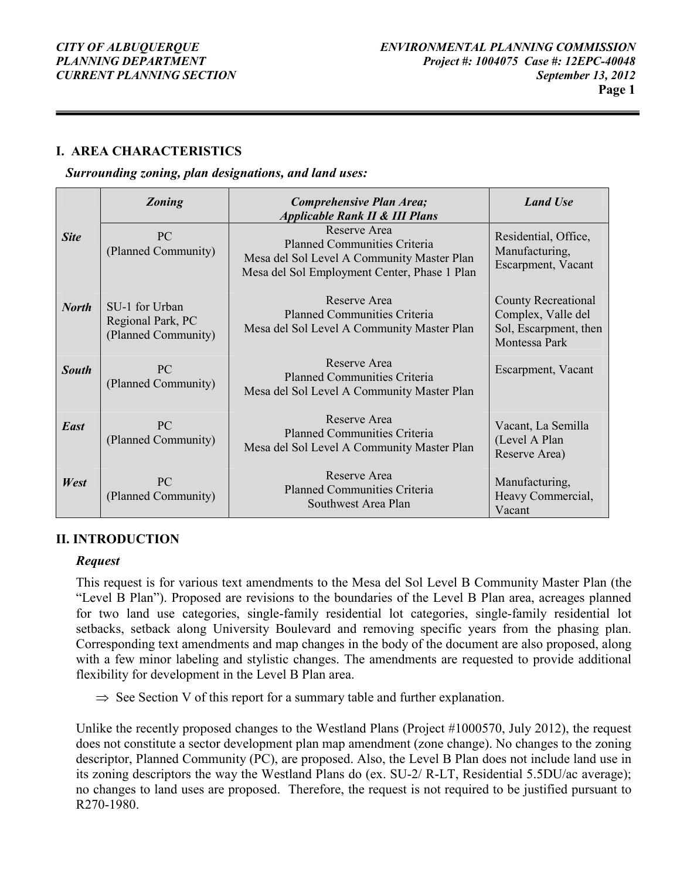## I. AREA CHARACTERISTICS

***Surrounding zoning, plan designations, and land uses:***

| | *Zoning* | *Comprehensive Plan Area; Applicable Rank II & III Plans* | *Land Use* |
|---|---|---|---|
| ***Site*** | PC (Planned Community) | Reserve Area<br>Planned Communities Criteria<br>Mesa del Sol Level A Community Master Plan<br>Mesa del Sol Employment Center, Phase 1 Plan | Residential, Office, Manufacturing, Escarpment, Vacant |
| ***North*** | SU-1 for Urban Regional Park, PC (Planned Community) | Reserve Area<br>Planned Communities Criteria<br>Mesa del Sol Level A Community Master Plan | County Recreational Complex, Valle del Sol, Escarpment, then Montessa Park |
| ***South*** | PC (Planned Community) | Reserve Area<br>Planned Communities Criteria<br>Mesa del Sol Level A Community Master Plan | Escarpment, Vacant |
| ***East*** | PC (Planned Community) | Reserve Area<br>Planned Communities Criteria<br>Mesa del Sol Level A Community Master Plan | Vacant, La Semilla (Level A Plan Reserve Area) |
| ***West*** | PC (Planned Community) | Reserve Area<br>Planned Communities Criteria<br>Southwest Area Plan | Manufacturing, Heavy Commercial, Vacant |

## II. INTRODUCTION

### *Request*

This request is for various text amendments to the Mesa del Sol Level B Community Master Plan (the "Level B Plan"). Proposed are revisions to the boundaries of the Level B Plan area, acreages planned for two land use categories, single-family residential lot categories, single-family residential lot setbacks, setback along University Boulevard and removing specific years from the phasing plan. Corresponding text amendments and map changes in the body of the document are also proposed, along with a few minor labeling and stylistic changes. The amendments are requested to provide additional flexibility for development in the Level B Plan area.

⇒ See Section V of this report for a summary table and further explanation.

Unlike the recently proposed changes to the Westland Plans (Project #1000570, July 2012), the request does not constitute a sector development plan map amendment (zone change). No changes to the zoning descriptor, Planned Community (PC), are proposed. Also, the Level B Plan does not include land use in its zoning descriptors the way the Westland Plans do (ex. SU-2/ R-LT, Residential 5.5DU/ac average); no changes to land uses are proposed. Therefore, the request is not required to be justified pursuant to R270-1980.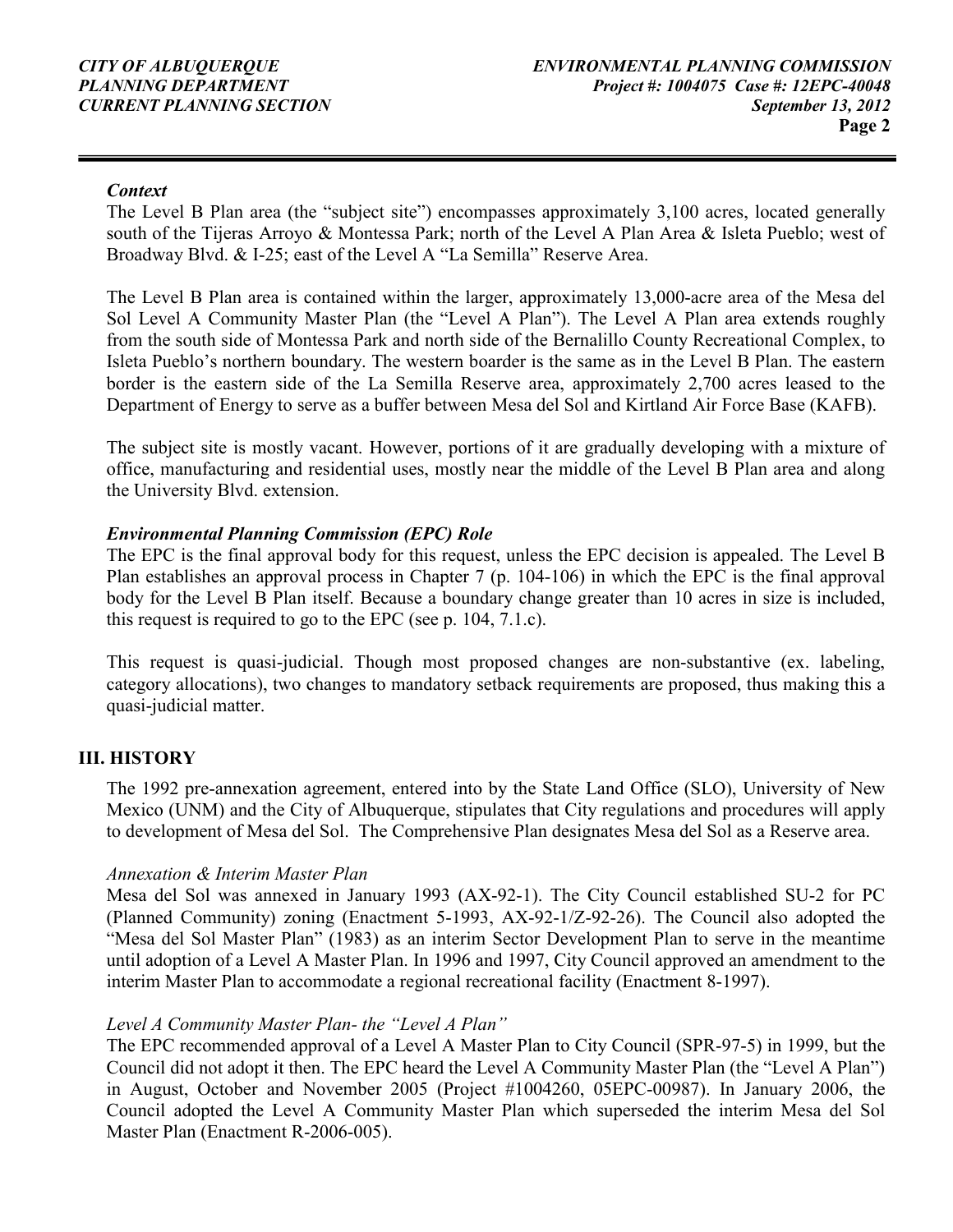*Context*

The Level B Plan area (the "subject site") encompasses approximately 3,100 acres, located generally south of the Tijeras Arroyo & Montessa Park; north of the Level A Plan Area & Isleta Pueblo; west of Broadway Blvd. & I-25; east of the Level A "La Semilla" Reserve Area.

The Level B Plan area is contained within the larger, approximately 13,000-acre area of the Mesa del Sol Level A Community Master Plan (the "Level A Plan"). The Level A Plan area extends roughly from the south side of Montessa Park and north side of the Bernalillo County Recreational Complex, to Isleta Pueblo's northern boundary. The western boarder is the same as in the Level B Plan. The eastern border is the eastern side of the La Semilla Reserve area, approximately 2,700 acres leased to the Department of Energy to serve as a buffer between Mesa del Sol and Kirtland Air Force Base (KAFB).

The subject site is mostly vacant. However, portions of it are gradually developing with a mixture of office, manufacturing and residential uses, mostly near the middle of the Level B Plan area and along the University Blvd. extension.

***Environmental Planning Commission (EPC) Role***

The EPC is the final approval body for this request, unless the EPC decision is appealed. The Level B Plan establishes an approval process in Chapter 7 (p. 104-106) in which the EPC is the final approval body for the Level B Plan itself. Because a boundary change greater than 10 acres in size is included, this request is required to go to the EPC (see p. 104, 7.1.c).

This request is quasi-judicial. Though most proposed changes are non-substantive (ex. labeling, category allocations), two changes to mandatory setback requirements are proposed, thus making this a quasi-judicial matter.

## III. HISTORY

The 1992 pre-annexation agreement, entered into by the State Land Office (SLO), University of New Mexico (UNM) and the City of Albuquerque, stipulates that City regulations and procedures will apply to development of Mesa del Sol. The Comprehensive Plan designates Mesa del Sol as a Reserve area.

*Annexation & Interim Master Plan*

Mesa del Sol was annexed in January 1993 (AX-92-1). The City Council established SU-2 for PC (Planned Community) zoning (Enactment 5-1993, AX-92-1/Z-92-26). The Council also adopted the "Mesa del Sol Master Plan" (1983) as an interim Sector Development Plan to serve in the meantime until adoption of a Level A Master Plan. In 1996 and 1997, City Council approved an amendment to the interim Master Plan to accommodate a regional recreational facility (Enactment 8-1997).

*Level A Community Master Plan- the "Level A Plan"*

The EPC recommended approval of a Level A Master Plan to City Council (SPR-97-5) in 1999, but the Council did not adopt it then. The EPC heard the Level A Community Master Plan (the "Level A Plan") in August, October and November 2005 (Project #1004260, 05EPC-00987). In January 2006, the Council adopted the Level A Community Master Plan which superseded the interim Mesa del Sol Master Plan (Enactment R-2006-005).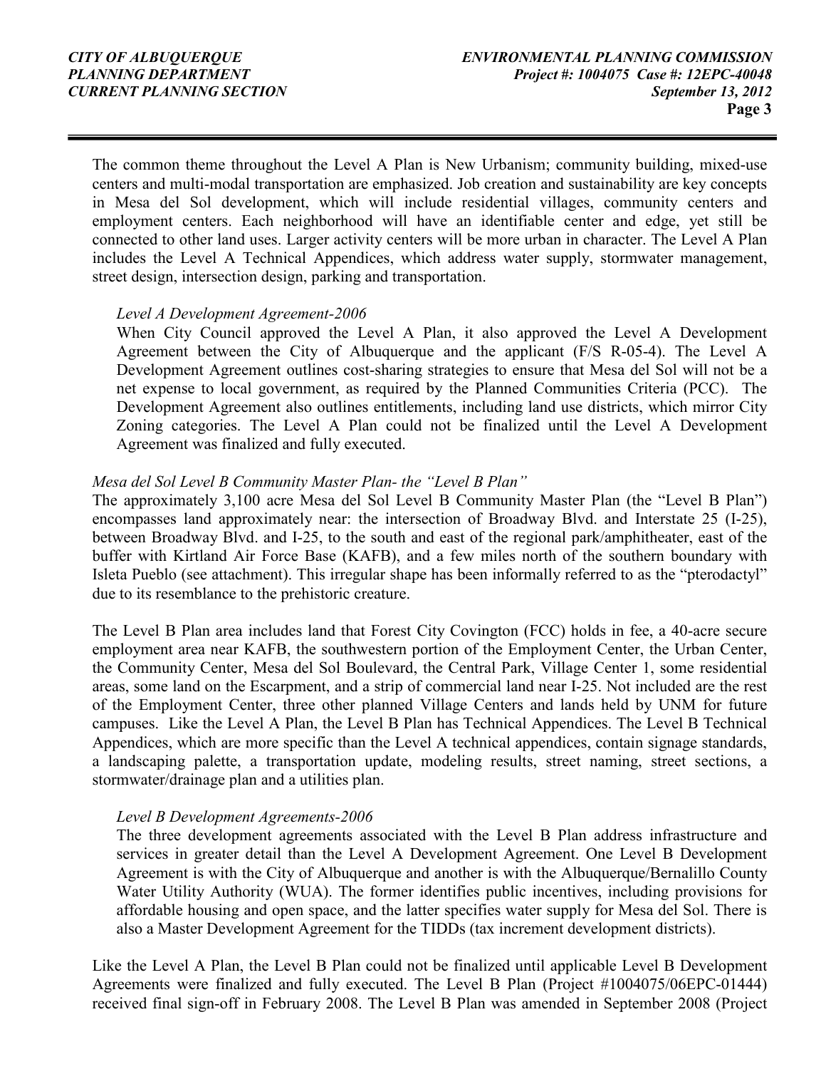The common theme throughout the Level A Plan is New Urbanism; community building, mixed-use centers and multi-modal transportation are emphasized. Job creation and sustainability are key concepts in Mesa del Sol development, which will include residential villages, community centers and employment centers. Each neighborhood will have an identifiable center and edge, yet still be connected to other land uses. Larger activity centers will be more urban in character. The Level A Plan includes the Level A Technical Appendices, which address water supply, stormwater management, street design, intersection design, parking and transportation.

*Level A Development Agreement-2006*

When City Council approved the Level A Plan, it also approved the Level A Development Agreement between the City of Albuquerque and the applicant (F/S R-05-4). The Level A Development Agreement outlines cost-sharing strategies to ensure that Mesa del Sol will not be a net expense to local government, as required by the Planned Communities Criteria (PCC). The Development Agreement also outlines entitlements, including land use districts, which mirror City Zoning categories. The Level A Plan could not be finalized until the Level A Development Agreement was finalized and fully executed.

*Mesa del Sol Level B Community Master Plan- the "Level B Plan"*

The approximately 3,100 acre Mesa del Sol Level B Community Master Plan (the "Level B Plan") encompasses land approximately near: the intersection of Broadway Blvd. and Interstate 25 (I-25), between Broadway Blvd. and I-25, to the south and east of the regional park/amphitheater, east of the buffer with Kirtland Air Force Base (KAFB), and a few miles north of the southern boundary with Isleta Pueblo (see attachment). This irregular shape has been informally referred to as the "pterodactyl" due to its resemblance to the prehistoric creature.

The Level B Plan area includes land that Forest City Covington (FCC) holds in fee, a 40-acre secure employment area near KAFB, the southwestern portion of the Employment Center, the Urban Center, the Community Center, Mesa del Sol Boulevard, the Central Park, Village Center 1, some residential areas, some land on the Escarpment, and a strip of commercial land near I-25. Not included are the rest of the Employment Center, three other planned Village Centers and lands held by UNM for future campuses. Like the Level A Plan, the Level B Plan has Technical Appendices. The Level B Technical Appendices, which are more specific than the Level A technical appendices, contain signage standards, a landscaping palette, a transportation update, modeling results, street naming, street sections, a stormwater/drainage plan and a utilities plan.

*Level B Development Agreements-2006*

The three development agreements associated with the Level B Plan address infrastructure and services in greater detail than the Level A Development Agreement. One Level B Development Agreement is with the City of Albuquerque and another is with the Albuquerque/Bernalillo County Water Utility Authority (WUA). The former identifies public incentives, including provisions for affordable housing and open space, and the latter specifies water supply for Mesa del Sol. There is also a Master Development Agreement for the TIDDs (tax increment development districts).

Like the Level A Plan, the Level B Plan could not be finalized until applicable Level B Development Agreements were finalized and fully executed. The Level B Plan (Project #1004075/06EPC-01444) received final sign-off in February 2008. The Level B Plan was amended in September 2008 (Project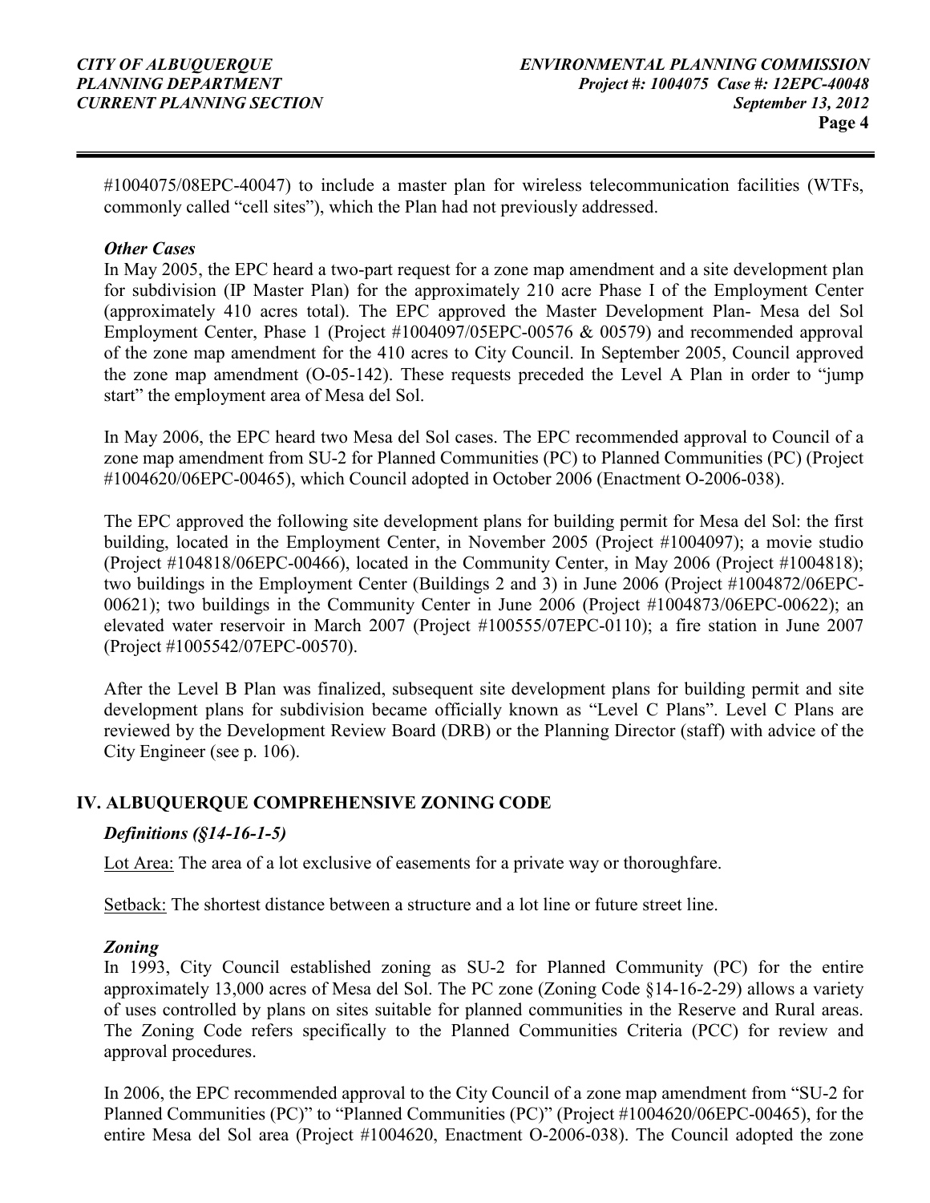#1004075/08EPC-40047) to include a master plan for wireless telecommunication facilities (WTFs, commonly called "cell sites"), which the Plan had not previously addressed.

***Other Cases***

In May 2005, the EPC heard a two-part request for a zone map amendment and a site development plan for subdivision (IP Master Plan) for the approximately 210 acre Phase I of the Employment Center (approximately 410 acres total). The EPC approved the Master Development Plan- Mesa del Sol Employment Center, Phase 1 (Project #1004097/05EPC-00576 & 00579) and recommended approval of the zone map amendment for the 410 acres to City Council. In September 2005, Council approved the zone map amendment (O-05-142). These requests preceded the Level A Plan in order to "jump start" the employment area of Mesa del Sol.

In May 2006, the EPC heard two Mesa del Sol cases. The EPC recommended approval to Council of a zone map amendment from SU-2 for Planned Communities (PC) to Planned Communities (PC) (Project #1004620/06EPC-00465), which Council adopted in October 2006 (Enactment O-2006-038).

The EPC approved the following site development plans for building permit for Mesa del Sol: the first building, located in the Employment Center, in November 2005 (Project #1004097); a movie studio (Project #104818/06EPC-00466), located in the Community Center, in May 2006 (Project #1004818); two buildings in the Employment Center (Buildings 2 and 3) in June 2006 (Project #1004872/06EPC-00621); two buildings in the Community Center in June 2006 (Project #1004873/06EPC-00622); an elevated water reservoir in March 2007 (Project #100555/07EPC-0110); a fire station in June 2007 (Project #1005542/07EPC-00570).

After the Level B Plan was finalized, subsequent site development plans for building permit and site development plans for subdivision became officially known as "Level C Plans". Level C Plans are reviewed by the Development Review Board (DRB) or the Planning Director (staff) with advice of the City Engineer (see p. 106).

## IV. ALBUQUERQUE COMPREHENSIVE ZONING CODE

***Definitions (§14-16-1-5)***

Lot Area: The area of a lot exclusive of easements for a private way or thoroughfare.

Setback: The shortest distance between a structure and a lot line or future street line.

***Zoning***

In 1993, City Council established zoning as SU-2 for Planned Community (PC) for the entire approximately 13,000 acres of Mesa del Sol. The PC zone (Zoning Code §14-16-2-29) allows a variety of uses controlled by plans on sites suitable for planned communities in the Reserve and Rural areas. The Zoning Code refers specifically to the Planned Communities Criteria (PCC) for review and approval procedures.

In 2006, the EPC recommended approval to the City Council of a zone map amendment from "SU-2 for Planned Communities (PC)" to "Planned Communities (PC)" (Project #1004620/06EPC-00465), for the entire Mesa del Sol area (Project #1004620, Enactment O-2006-038). The Council adopted the zone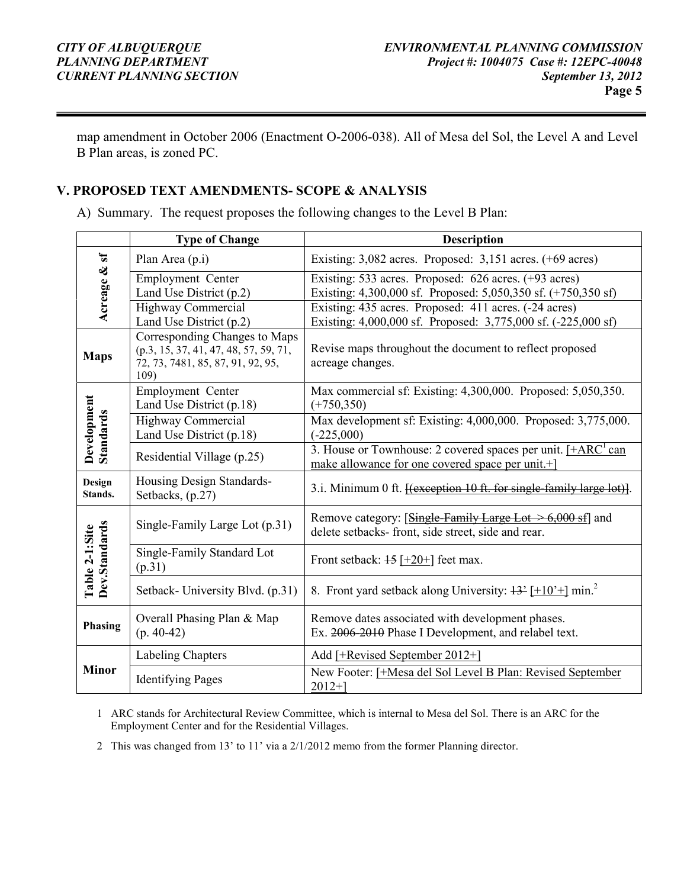map amendment in October 2006 (Enactment O-2006-038). All of Mesa del Sol, the Level A and Level B Plan areas, is zoned PC.

## V. PROPOSED TEXT AMENDMENTS- SCOPE & ANALYSIS

A) Summary. The request proposes the following changes to the Level B Plan:

| | Type of Change | Description |
|---|---|---|
| **Acreage & sf** | Plan Area (p.i) | Existing: 3,082 acres. Proposed: 3,151 acres. (+69 acres) |
| | Employment Center Land Use District (p.2) | Existing: 533 acres. Proposed: 626 acres. (+93 acres) Existing: 4,300,000 sf. Proposed: 5,050,350 sf. (+750,350 sf) |
| | Highway Commercial Land Use District (p.2) | Existing: 435 acres. Proposed: 411 acres. (-24 acres) Existing: 4,000,000 sf. Proposed: 3,775,000 sf. (-225,000 sf) |
| **Maps** | Corresponding Changes to Maps (p.3, 15, 37, 41, 47, 48, 57, 59, 71, 72, 73, 7481, 85, 87, 91, 92, 95, 109) | Revise maps throughout the document to reflect proposed acreage changes. |
| **Development Standards** | Employment Center Land Use District (p.18) | Max commercial sf: Existing: 4,300,000. Proposed: 5,050,350. (+750,350) |
| | Highway Commercial Land Use District (p.18) | Max development sf: Existing: 4,000,000. Proposed: 3,775,000. (-225,000) |
| | Residential Village (p.25) | 3. House or Townhouse: 2 covered spaces per unit. [+ARC[1] can make allowance for one covered space per unit.+] |
| **Design Stands.** | Housing Design Standards-Setbacks, (p.27) | 3.i. Minimum 0 ft. ~~[(exception 10 ft. for single-family large lot)]~~. |
| **Table 2-1:Site Dev.Standards** | Single-Family Large Lot (p.31) | Remove category: [~~Single-Family Large Lot > 6,000 sf~~] and delete setbacks- front, side street, side and rear. |
| | Single-Family Standard Lot (p.31) | Front setback: ~~15~~ [+20+] feet max. |
| | Setback- University Blvd. (p.31) | 8. Front yard setback along University: ~~13'~~ [+10'+] min.[2] |
| **Phasing** | Overall Phasing Plan & Map (p. 40-42) | Remove dates associated with development phases. Ex. ~~2006-2010~~ Phase I Development, and relabel text. |
| **Minor** | Labeling Chapters | Add [+Revised September 2012+] |
| | Identifying Pages | New Footer: [+Mesa del Sol Level B Plan: Revised September 2012+] |

1 ARC stands for Architectural Review Committee, which is internal to Mesa del Sol. There is an ARC for the Employment Center and for the Residential Villages.

2 This was changed from 13' to 11' via a 2/1/2012 memo from the former Planning director.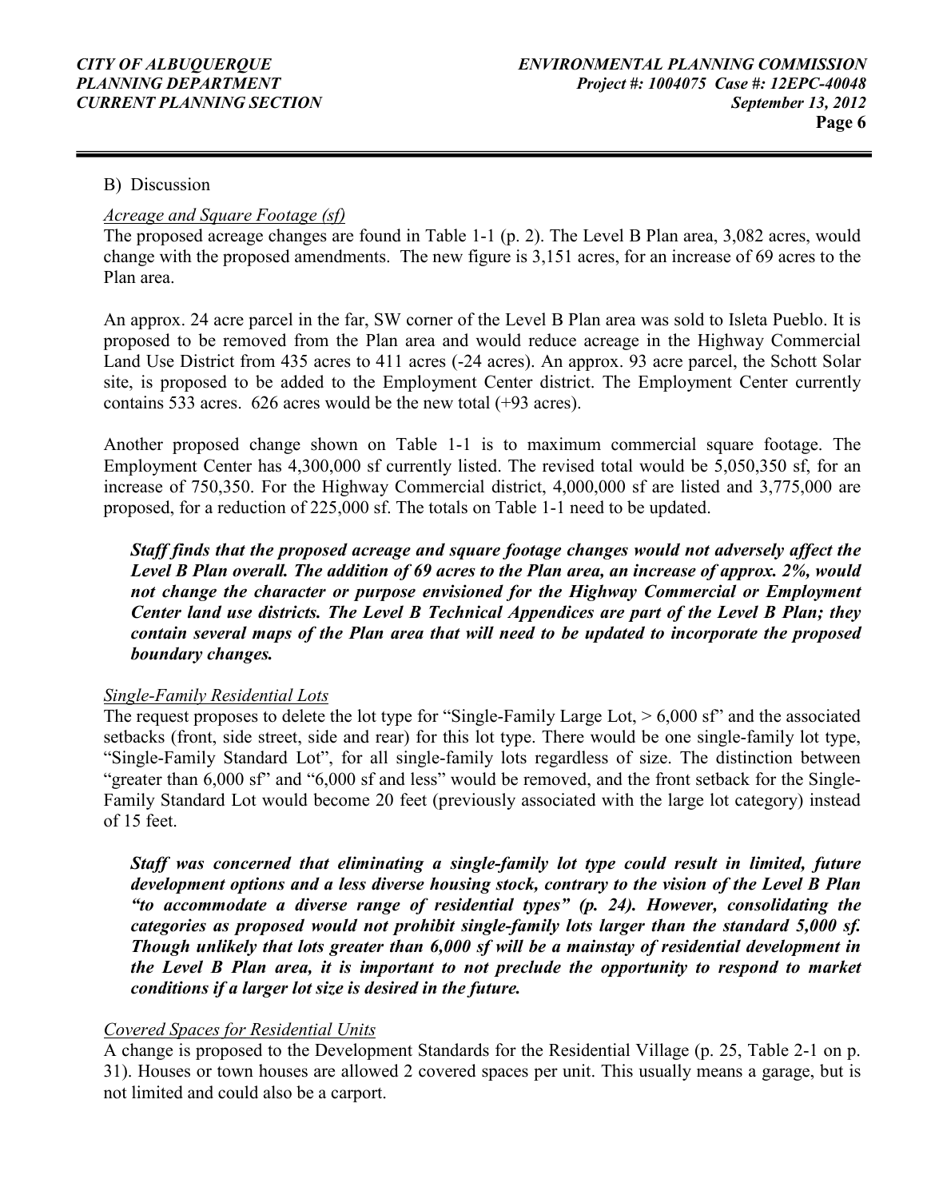B) Discussion

*Acreage and Square Footage (sf)*

The proposed acreage changes are found in Table 1-1 (p. 2). The Level B Plan area, 3,082 acres, would change with the proposed amendments. The new figure is 3,151 acres, for an increase of 69 acres to the Plan area.

An approx. 24 acre parcel in the far, SW corner of the Level B Plan area was sold to Isleta Pueblo. It is proposed to be removed from the Plan area and would reduce acreage in the Highway Commercial Land Use District from 435 acres to 411 acres (-24 acres). An approx. 93 acre parcel, the Schott Solar site, is proposed to be added to the Employment Center district. The Employment Center currently contains 533 acres. 626 acres would be the new total (+93 acres).

Another proposed change shown on Table 1-1 is to maximum commercial square footage. The Employment Center has 4,300,000 sf currently listed. The revised total would be 5,050,350 sf, for an increase of 750,350. For the Highway Commercial district, 4,000,000 sf are listed and 3,775,000 are proposed, for a reduction of 225,000 sf. The totals on Table 1-1 need to be updated.

***Staff finds that the proposed acreage and square footage changes would not adversely affect the Level B Plan overall. The addition of 69 acres to the Plan area, an increase of approx. 2%, would not change the character or purpose envisioned for the Highway Commercial or Employment Center land use districts. The Level B Technical Appendices are part of the Level B Plan; they contain several maps of the Plan area that will need to be updated to incorporate the proposed boundary changes.***

*Single-Family Residential Lots*

The request proposes to delete the lot type for "Single-Family Large Lot, > 6,000 sf" and the associated setbacks (front, side street, side and rear) for this lot type. There would be one single-family lot type, "Single-Family Standard Lot", for all single-family lots regardless of size. The distinction between "greater than 6,000 sf" and "6,000 sf and less" would be removed, and the front setback for the Single-Family Standard Lot would become 20 feet (previously associated with the large lot category) instead of 15 feet.

***Staff was concerned that eliminating a single-family lot type could result in limited, future development options and a less diverse housing stock, contrary to the vision of the Level B Plan "to accommodate a diverse range of residential types" (p. 24). However, consolidating the categories as proposed would not prohibit single-family lots larger than the standard 5,000 sf. Though unlikely that lots greater than 6,000 sf will be a mainstay of residential development in the Level B Plan area, it is important to not preclude the opportunity to respond to market conditions if a larger lot size is desired in the future.***

*Covered Spaces for Residential Units*

A change is proposed to the Development Standards for the Residential Village (p. 25, Table 2-1 on p. 31). Houses or town houses are allowed 2 covered spaces per unit. This usually means a garage, but is not limited and could also be a carport.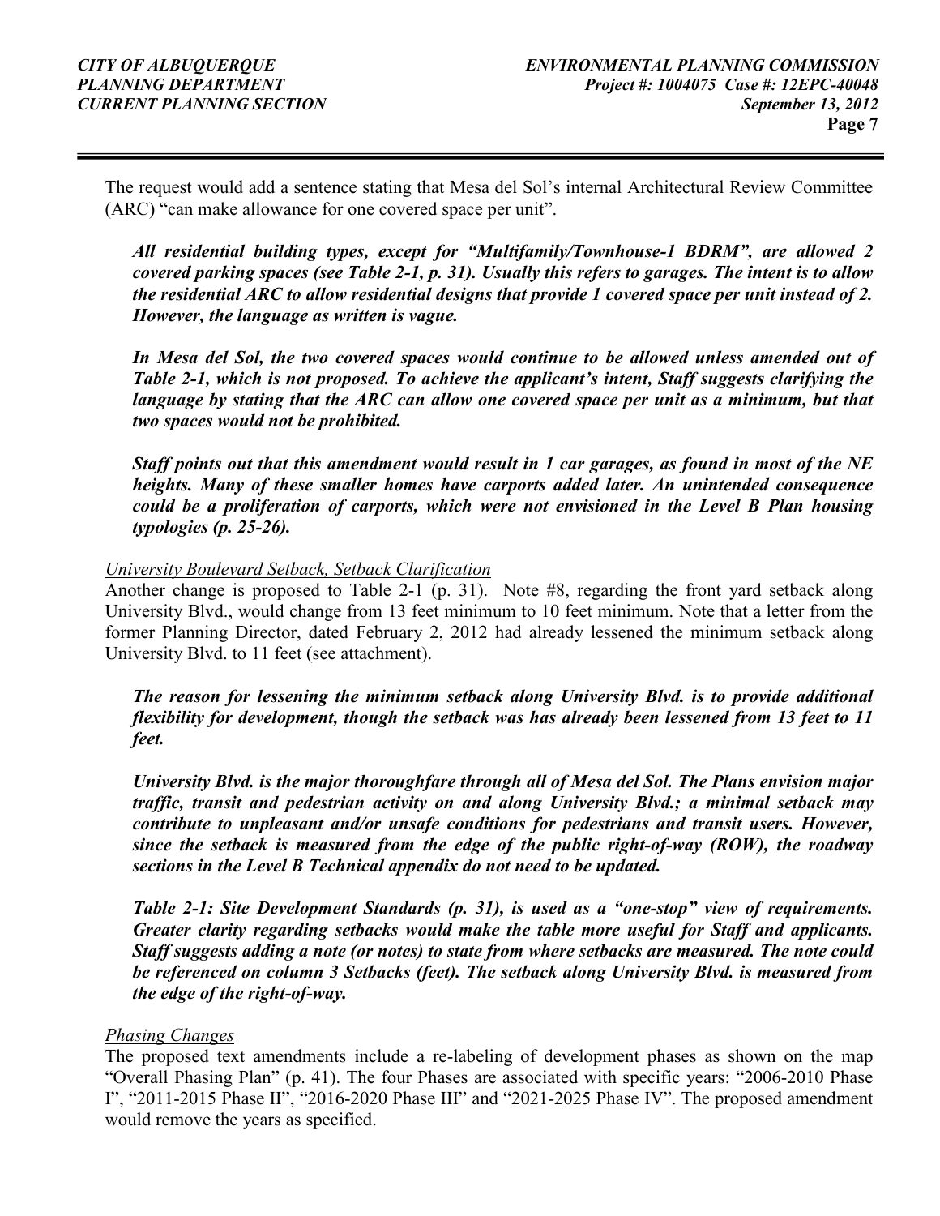The request would add a sentence stating that Mesa del Sol's internal Architectural Review Committee (ARC) "can make allowance for one covered space per unit".

> ***All residential building types, except for "Multifamily/Townhouse-1 BDRM", are allowed 2 covered parking spaces (see Table 2-1, p. 31). Usually this refers to garages. The intent is to allow the residential ARC to allow residential designs that provide 1 covered space per unit instead of 2. However, the language as written is vague.***
>
> ***In Mesa del Sol, the two covered spaces would continue to be allowed unless amended out of Table 2-1, which is not proposed. To achieve the applicant's intent, Staff suggests clarifying the language by stating that the ARC can allow one covered space per unit as a minimum, but that two spaces would not be prohibited.***
>
> ***Staff points out that this amendment would result in 1 car garages, as found in most of the NE heights. Many of these smaller homes have carports added later. An unintended consequence could be a proliferation of carports, which were not envisioned in the Level B Plan housing typologies (p. 25-26).***

*University Boulevard Setback, Setback Clarification*

Another change is proposed to Table 2-1 (p. 31). Note #8, regarding the front yard setback along University Blvd., would change from 13 feet minimum to 10 feet minimum. Note that a letter from the former Planning Director, dated February 2, 2012 had already lessened the minimum setback along University Blvd. to 11 feet (see attachment).

> ***The reason for lessening the minimum setback along University Blvd. is to provide additional flexibility for development, though the setback was has already been lessened from 13 feet to 11 feet.***
>
> ***University Blvd. is the major thoroughfare through all of Mesa del Sol. The Plans envision major traffic, transit and pedestrian activity on and along University Blvd.; a minimal setback may contribute to unpleasant and/or unsafe conditions for pedestrians and transit users. However, since the setback is measured from the edge of the public right-of-way (ROW), the roadway sections in the Level B Technical appendix do not need to be updated.***
>
> ***Table 2-1: Site Development Standards (p. 31), is used as a "one-stop" view of requirements. Greater clarity regarding setbacks would make the table more useful for Staff and applicants. Staff suggests adding a note (or notes) to state from where setbacks are measured. The note could be referenced on column 3 Setbacks (feet). The setback along University Blvd. is measured from the edge of the right-of-way.***

*Phasing Changes*

The proposed text amendments include a re-labeling of development phases as shown on the map "Overall Phasing Plan" (p. 41). The four Phases are associated with specific years: "2006-2010 Phase I", "2011-2015 Phase II", "2016-2020 Phase III" and "2021-2025 Phase IV". The proposed amendment would remove the years as specified.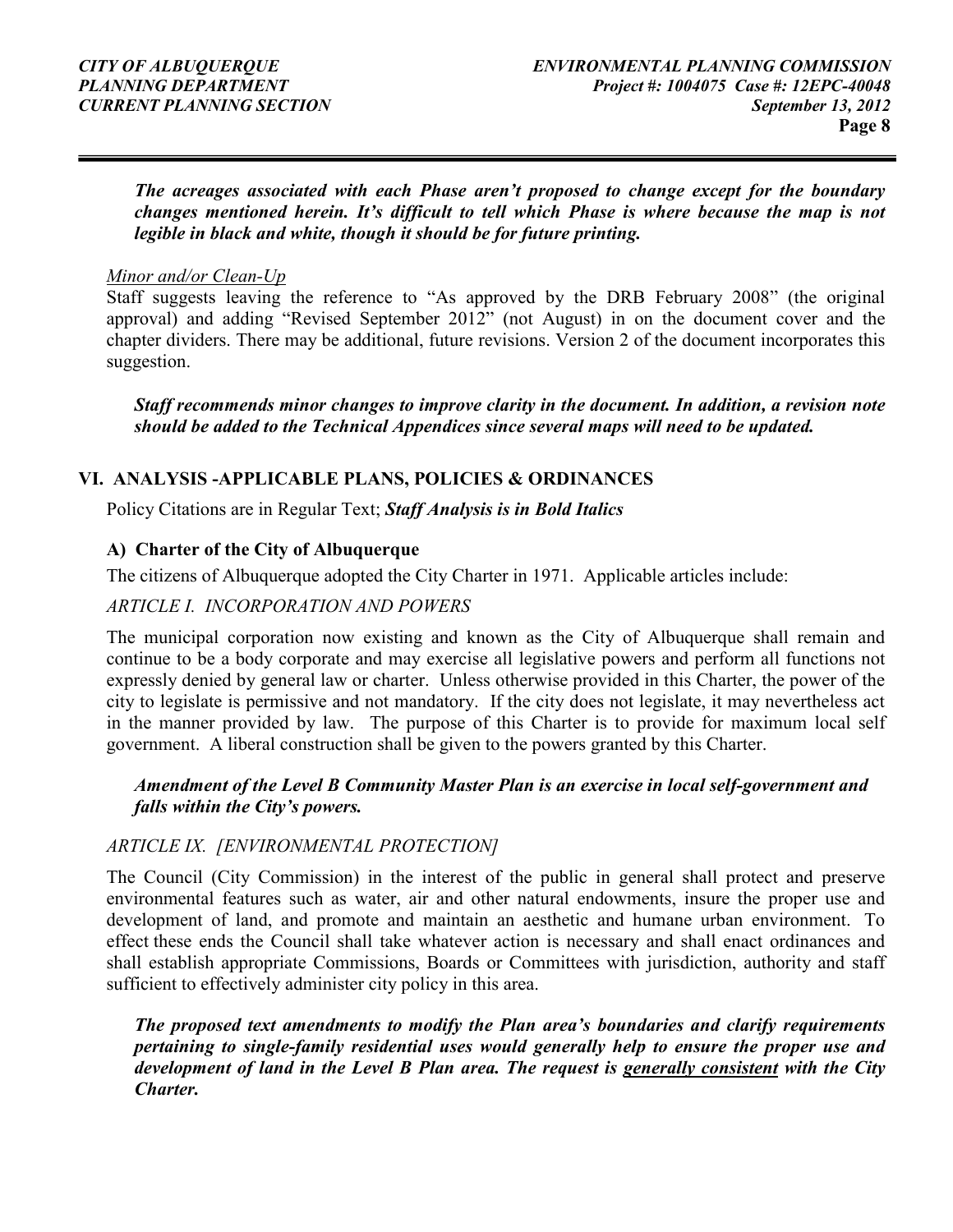***The acreages associated with each Phase aren't proposed to change except for the boundary changes mentioned herein. It's difficult to tell which Phase is where because the map is not legible in black and white, though it should be for future printing.***

*Minor and/or Clean-Up*

Staff suggests leaving the reference to "As approved by the DRB February 2008" (the original approval) and adding "Revised September 2012" (not August) in on the document cover and the chapter dividers. There may be additional, future revisions. Version 2 of the document incorporates this suggestion.

***Staff recommends minor changes to improve clarity in the document. In addition, a revision note should be added to the Technical Appendices since several maps will need to be updated.***

## VI. ANALYSIS -APPLICABLE PLANS, POLICIES & ORDINANCES

Policy Citations are in Regular Text; ***Staff Analysis is in Bold Italics***

### A) Charter of the City of Albuquerque

The citizens of Albuquerque adopted the City Charter in 1971. Applicable articles include:

*ARTICLE I. INCORPORATION AND POWERS*

The municipal corporation now existing and known as the City of Albuquerque shall remain and continue to be a body corporate and may exercise all legislative powers and perform all functions not expressly denied by general law or charter. Unless otherwise provided in this Charter, the power of the city to legislate is permissive and not mandatory. If the city does not legislate, it may nevertheless act in the manner provided by law. The purpose of this Charter is to provide for maximum local self government. A liberal construction shall be given to the powers granted by this Charter.

***Amendment of the Level B Community Master Plan is an exercise in local self-government and falls within the City's powers.***

*ARTICLE IX. [ENVIRONMENTAL PROTECTION]*

The Council (City Commission) in the interest of the public in general shall protect and preserve environmental features such as water, air and other natural endowments, insure the proper use and development of land, and promote and maintain an aesthetic and humane urban environment. To effect these ends the Council shall take whatever action is necessary and shall enact ordinances and shall establish appropriate Commissions, Boards or Committees with jurisdiction, authority and staff sufficient to effectively administer city policy in this area.

***The proposed text amendments to modify the Plan area's boundaries and clarify requirements pertaining to single-family residential uses would generally help to ensure the proper use and development of land in the Level B Plan area. The request is <u>generally consistent</u> with the City Charter.***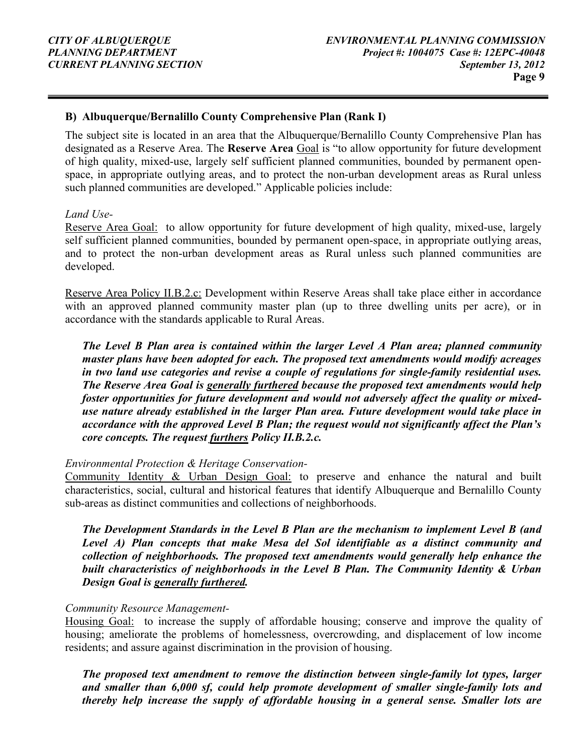### B) Albuquerque/Bernalillo County Comprehensive Plan (Rank I)

The subject site is located in an area that the Albuquerque/Bernalillo County Comprehensive Plan has designated as a Reserve Area. The **Reserve Area** Goal is "to allow opportunity for future development of high quality, mixed-use, largely self sufficient planned communities, bounded by permanent open-space, in appropriate outlying areas, and to protect the non-urban development areas as Rural unless such planned communities are developed." Applicable policies include:

*Land Use-*

Reserve Area Goal: to allow opportunity for future development of high quality, mixed-use, largely self sufficient planned communities, bounded by permanent open-space, in appropriate outlying areas, and to protect the non-urban development areas as Rural unless such planned communities are developed.

Reserve Area Policy II.B.2.c: Development within Reserve Areas shall take place either in accordance with an approved planned community master plan (up to three dwelling units per acre), or in accordance with the standards applicable to Rural Areas.

***The Level B Plan area is contained within the larger Level A Plan area; planned community master plans have been adopted for each. The proposed text amendments would modify acreages in two land use categories and revise a couple of regulations for single-family residential uses. The Reserve Area Goal is generally furthered because the proposed text amendments would help foster opportunities for future development and would not adversely affect the quality or mixed-use nature already established in the larger Plan area. Future development would take place in accordance with the approved Level B Plan; the request would not significantly affect the Plan's core concepts. The request furthers Policy II.B.2.c.***

*Environmental Protection & Heritage Conservation-*

Community Identity & Urban Design Goal: to preserve and enhance the natural and built characteristics, social, cultural and historical features that identify Albuquerque and Bernalillo County sub-areas as distinct communities and collections of neighborhoods.

***The Development Standards in the Level B Plan are the mechanism to implement Level B (and Level A) Plan concepts that make Mesa del Sol identifiable as a distinct community and collection of neighborhoods. The proposed text amendments would generally help enhance the built characteristics of neighborhoods in the Level B Plan. The Community Identity & Urban Design Goal is generally furthered.***

*Community Resource Management-*

Housing Goal: to increase the supply of affordable housing; conserve and improve the quality of housing; ameliorate the problems of homelessness, overcrowding, and displacement of low income residents; and assure against discrimination in the provision of housing.

***The proposed text amendment to remove the distinction between single-family lot types, larger and smaller than 6,000 sf, could help promote development of smaller single-family lots and thereby help increase the supply of affordable housing in a general sense. Smaller lots are***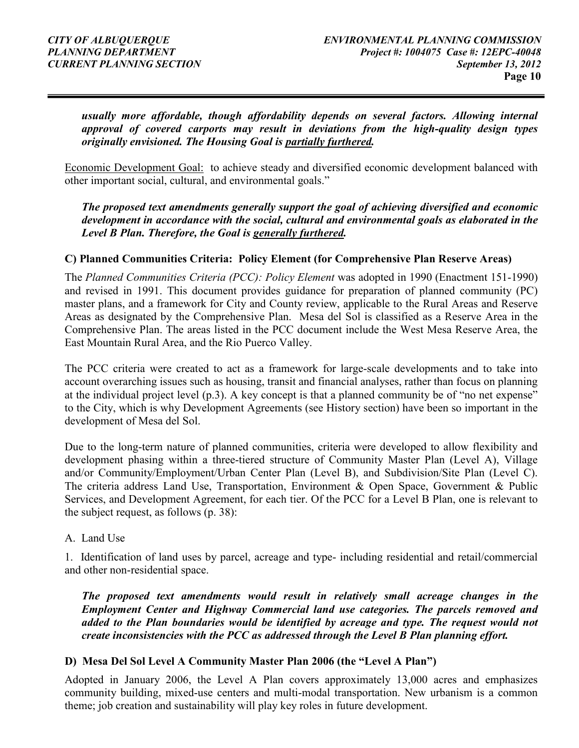***usually more affordable, though affordability depends on several factors. Allowing internal approval of covered carports may result in deviations from the high-quality design types originally envisioned. The Housing Goal is <u>partially furthered</u>.***

<u>Economic Development Goal:</u> to achieve steady and diversified economic development balanced with other important social, cultural, and environmental goals."

***The proposed text amendments generally support the goal of achieving diversified and economic development in accordance with the social, cultural and environmental goals as elaborated in the Level B Plan. Therefore, the Goal is <u>generally furthered</u>.***

**C) Planned Communities Criteria: Policy Element (for Comprehensive Plan Reserve Areas)**

The *Planned Communities Criteria (PCC): Policy Element* was adopted in 1990 (Enactment 151-1990) and revised in 1991. This document provides guidance for preparation of planned community (PC) master plans, and a framework for City and County review, applicable to the Rural Areas and Reserve Areas as designated by the Comprehensive Plan. Mesa del Sol is classified as a Reserve Area in the Comprehensive Plan. The areas listed in the PCC document include the West Mesa Reserve Area, the East Mountain Rural Area, and the Rio Puerco Valley.

The PCC criteria were created to act as a framework for large-scale developments and to take into account overarching issues such as housing, transit and financial analyses, rather than focus on planning at the individual project level (p.3). A key concept is that a planned community be of "no net expense" to the City, which is why Development Agreements (see History section) have been so important in the development of Mesa del Sol.

Due to the long-term nature of planned communities, criteria were developed to allow flexibility and development phasing within a three-tiered structure of Community Master Plan (Level A), Village and/or Community/Employment/Urban Center Plan (Level B), and Subdivision/Site Plan (Level C). The criteria address Land Use, Transportation, Environment & Open Space, Government & Public Services, and Development Agreement, for each tier. Of the PCC for a Level B Plan, one is relevant to the subject request, as follows (p. 38):

A. Land Use

1. Identification of land uses by parcel, acreage and type- including residential and retail/commercial and other non-residential space.

***The proposed text amendments would result in relatively small acreage changes in the Employment Center and Highway Commercial land use categories. The parcels removed and added to the Plan boundaries would be identified by acreage and type. The request would not create inconsistencies with the PCC as addressed through the Level B Plan planning effort.***

**D) Mesa Del Sol Level A Community Master Plan 2006 (the "Level A Plan")**

Adopted in January 2006, the Level A Plan covers approximately 13,000 acres and emphasizes community building, mixed-use centers and multi-modal transportation. New urbanism is a common theme; job creation and sustainability will play key roles in future development.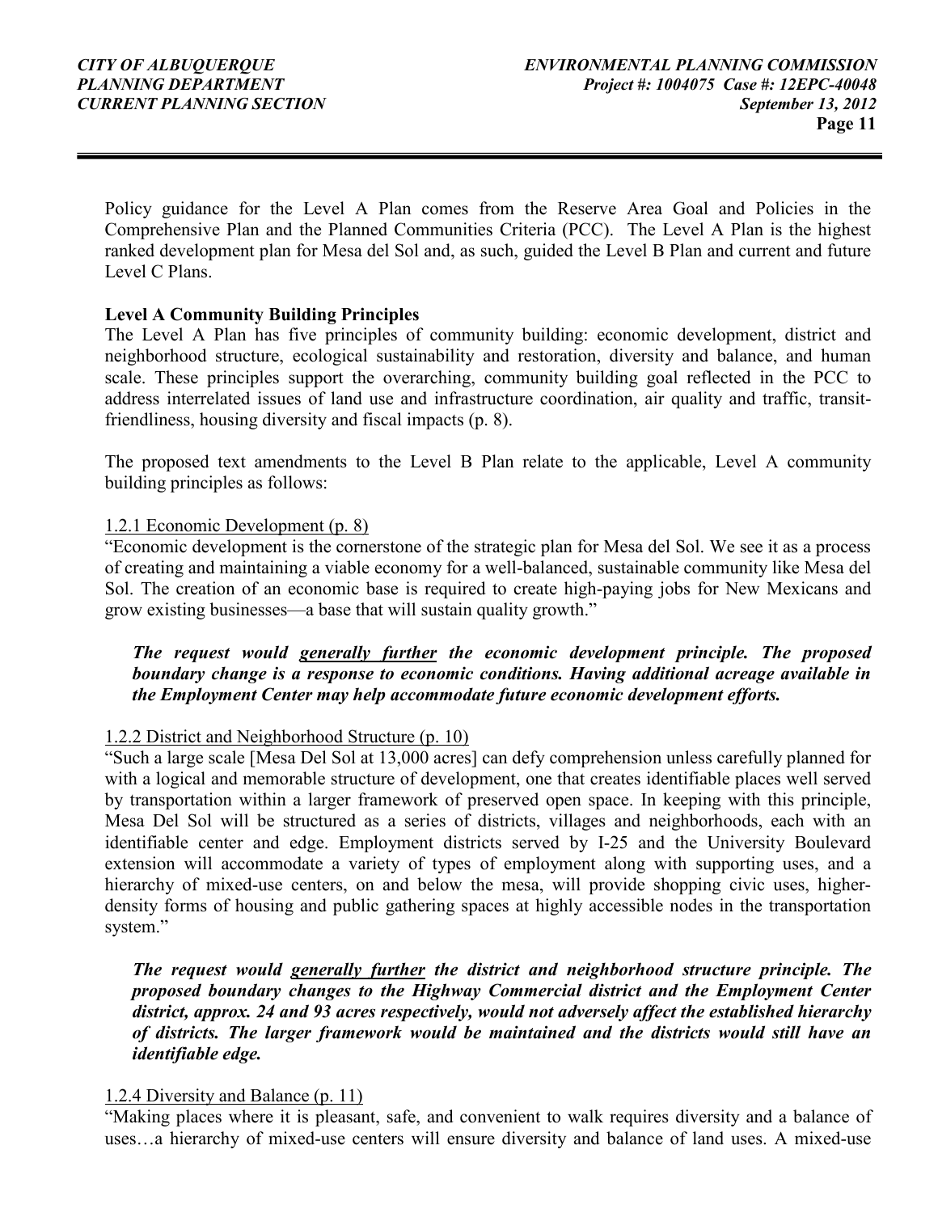Policy guidance for the Level A Plan comes from the Reserve Area Goal and Policies in the Comprehensive Plan and the Planned Communities Criteria (PCC). The Level A Plan is the highest ranked development plan for Mesa del Sol and, as such, guided the Level B Plan and current and future Level C Plans.

**Level A Community Building Principles**

The Level A Plan has five principles of community building: economic development, district and neighborhood structure, ecological sustainability and restoration, diversity and balance, and human scale. These principles support the overarching, community building goal reflected in the PCC to address interrelated issues of land use and infrastructure coordination, air quality and traffic, transit-friendliness, housing diversity and fiscal impacts (p. 8).

The proposed text amendments to the Level B Plan relate to the applicable, Level A community building principles as follows:

1.2.1 Economic Development (p. 8)

"Economic development is the cornerstone of the strategic plan for Mesa del Sol. We see it as a process of creating and maintaining a viable economy for a well-balanced, sustainable community like Mesa del Sol. The creation of an economic base is required to create high-paying jobs for New Mexicans and grow existing businesses—a base that will sustain quality growth."

> ***The request would <u>generally further</u> the economic development principle. The proposed boundary change is a response to economic conditions. Having additional acreage available in the Employment Center may help accommodate future economic development efforts.***

1.2.2 District and Neighborhood Structure (p. 10)

"Such a large scale [Mesa Del Sol at 13,000 acres] can defy comprehension unless carefully planned for with a logical and memorable structure of development, one that creates identifiable places well served by transportation within a larger framework of preserved open space. In keeping with this principle, Mesa Del Sol will be structured as a series of districts, villages and neighborhoods, each with an identifiable center and edge. Employment districts served by I-25 and the University Boulevard extension will accommodate a variety of types of employment along with supporting uses, and a hierarchy of mixed-use centers, on and below the mesa, will provide shopping civic uses, higher-density forms of housing and public gathering spaces at highly accessible nodes in the transportation system."

> ***The request would <u>generally further</u> the district and neighborhood structure principle. The proposed boundary changes to the Highway Commercial district and the Employment Center district, approx. 24 and 93 acres respectively, would not adversely affect the established hierarchy of districts. The larger framework would be maintained and the districts would still have an identifiable edge.***

1.2.4 Diversity and Balance (p. 11)

"Making places where it is pleasant, safe, and convenient to walk requires diversity and a balance of uses…a hierarchy of mixed-use centers will ensure diversity and balance of land uses. A mixed-use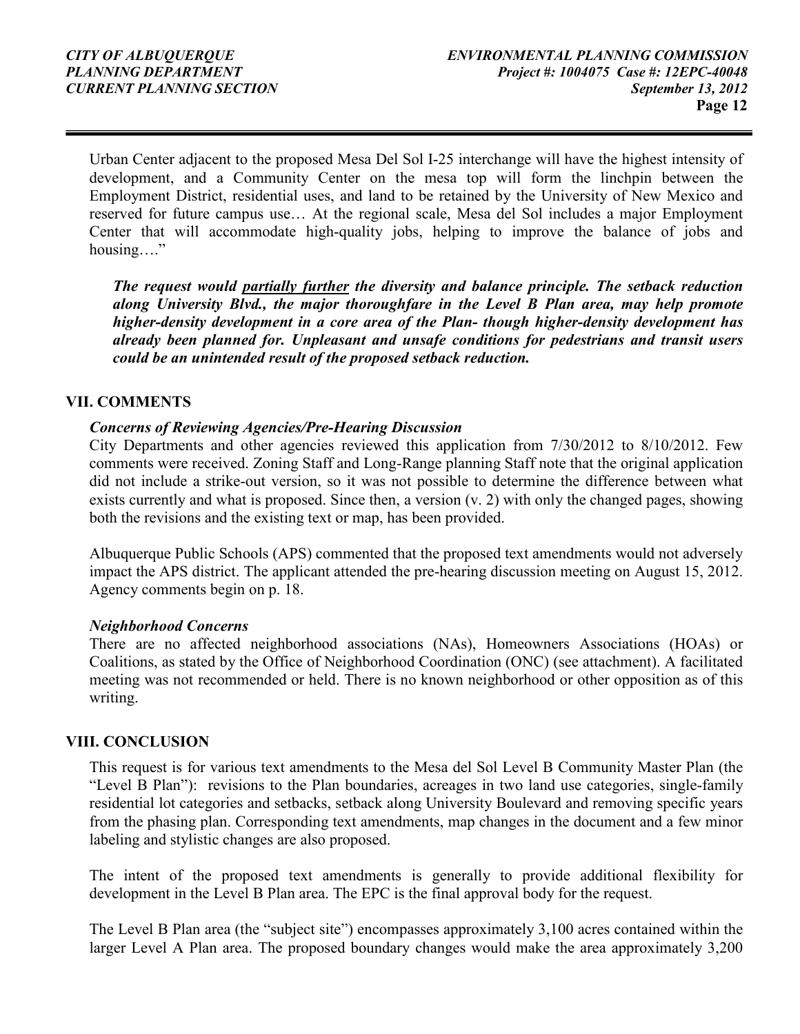Urban Center adjacent to the proposed Mesa Del Sol I-25 interchange will have the highest intensity of development, and a Community Center on the mesa top will form the linchpin between the Employment District, residential uses, and land to be retained by the University of New Mexico and reserved for future campus use… At the regional scale, Mesa del Sol includes a major Employment Center that will accommodate high-quality jobs, helping to improve the balance of jobs and housing…."

***The request would <u>partially further</u> the diversity and balance principle. The setback reduction along University Blvd., the major thoroughfare in the Level B Plan area, may help promote higher-density development in a core area of the Plan- though higher-density development has already been planned for. Unpleasant and unsafe conditions for pedestrians and transit users could be an unintended result of the proposed setback reduction.***

## VII. COMMENTS

### *Concerns of Reviewing Agencies/Pre-Hearing Discussion*

City Departments and other agencies reviewed this application from 7/30/2012 to 8/10/2012. Few comments were received. Zoning Staff and Long-Range planning Staff note that the original application did not include a strike-out version, so it was not possible to determine the difference between what exists currently and what is proposed. Since then, a version (v. 2) with only the changed pages, showing both the revisions and the existing text or map, has been provided.

Albuquerque Public Schools (APS) commented that the proposed text amendments would not adversely impact the APS district. The applicant attended the pre-hearing discussion meeting on August 15, 2012. Agency comments begin on p. 18.

### *Neighborhood Concerns*

There are no affected neighborhood associations (NAs), Homeowners Associations (HOAs) or Coalitions, as stated by the Office of Neighborhood Coordination (ONC) (see attachment). A facilitated meeting was not recommended or held. There is no known neighborhood or other opposition as of this writing.

## VIII. CONCLUSION

This request is for various text amendments to the Mesa del Sol Level B Community Master Plan (the "Level B Plan"): revisions to the Plan boundaries, acreages in two land use categories, single-family residential lot categories and setbacks, setback along University Boulevard and removing specific years from the phasing plan. Corresponding text amendments, map changes in the document and a few minor labeling and stylistic changes are also proposed.

The intent of the proposed text amendments is generally to provide additional flexibility for development in the Level B Plan area. The EPC is the final approval body for the request.

The Level B Plan area (the "subject site") encompasses approximately 3,100 acres contained within the larger Level A Plan area. The proposed boundary changes would make the area approximately 3,200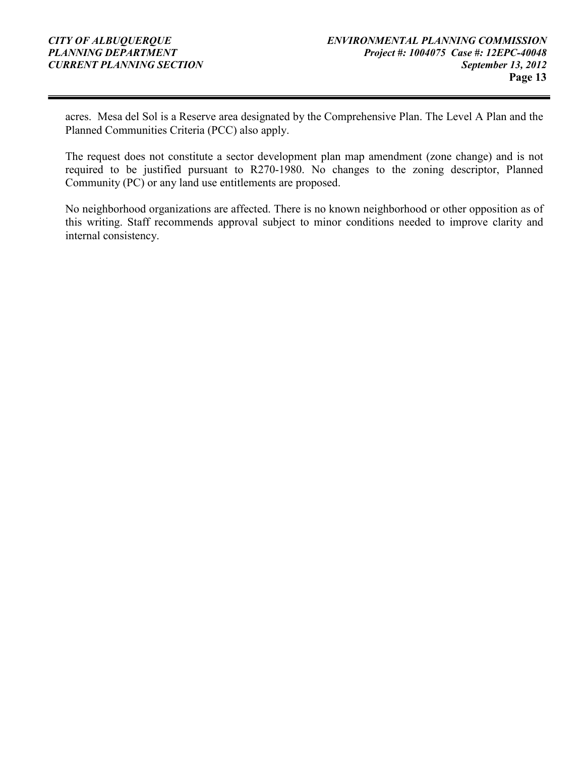acres. Mesa del Sol is a Reserve area designated by the Comprehensive Plan. The Level A Plan and the Planned Communities Criteria (PCC) also apply.

The request does not constitute a sector development plan map amendment (zone change) and is not required to be justified pursuant to R270-1980. No changes to the zoning descriptor, Planned Community (PC) or any land use entitlements are proposed.

No neighborhood organizations are affected. There is no known neighborhood or other opposition as of this writing. Staff recommends approval subject to minor conditions needed to improve clarity and internal consistency.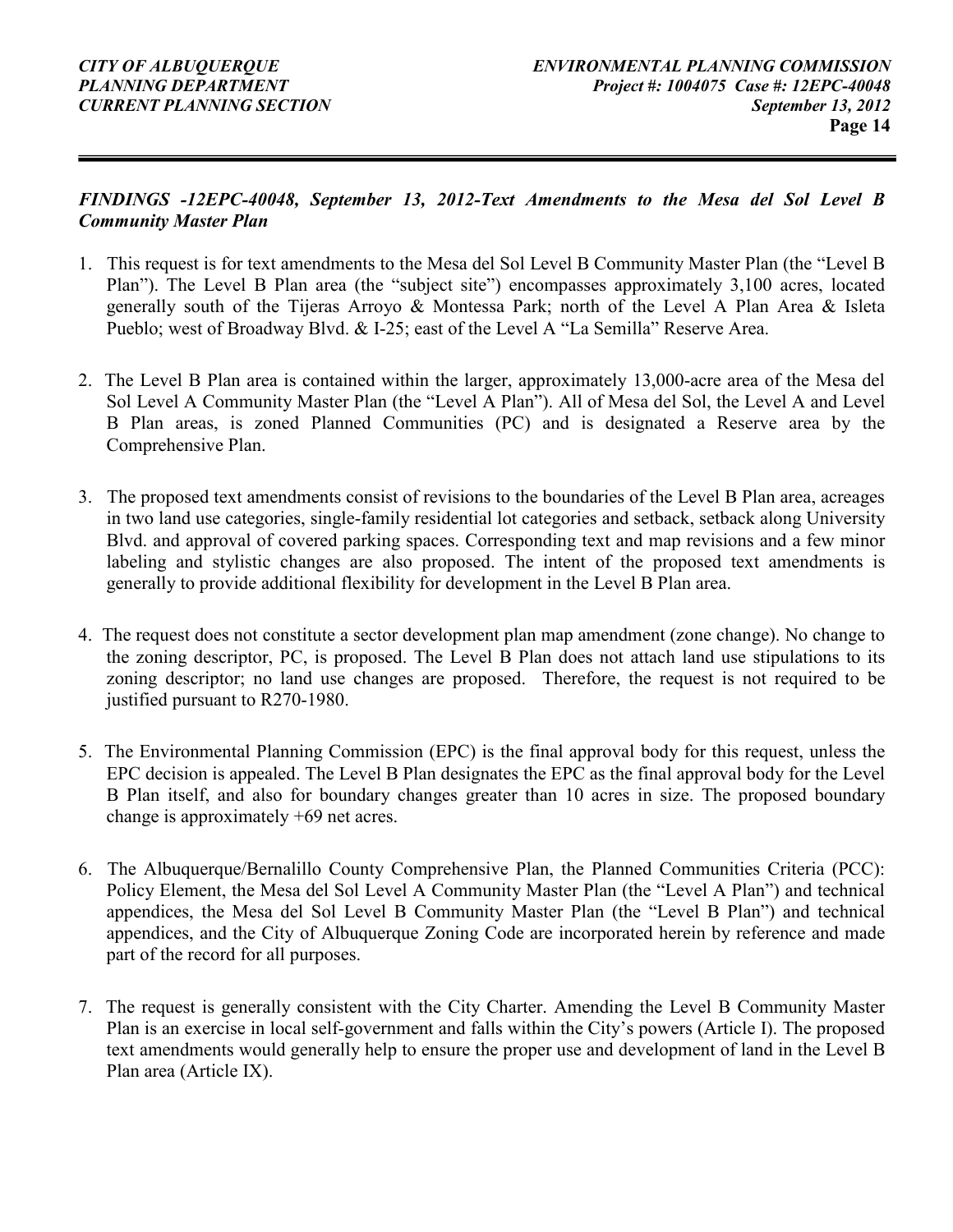***FINDINGS -12EPC-40048, September 13, 2012-Text Amendments to the Mesa del Sol Level B Community Master Plan***

1. This request is for text amendments to the Mesa del Sol Level B Community Master Plan (the "Level B Plan"). The Level B Plan area (the "subject site") encompasses approximately 3,100 acres, located generally south of the Tijeras Arroyo & Montessa Park; north of the Level A Plan Area & Isleta Pueblo; west of Broadway Blvd. & I-25; east of the Level A "La Semilla" Reserve Area.

2. The Level B Plan area is contained within the larger, approximately 13,000-acre area of the Mesa del Sol Level A Community Master Plan (the "Level A Plan"). All of Mesa del Sol, the Level A and Level B Plan areas, is zoned Planned Communities (PC) and is designated a Reserve area by the Comprehensive Plan.

3. The proposed text amendments consist of revisions to the boundaries of the Level B Plan area, acreages in two land use categories, single-family residential lot categories and setback, setback along University Blvd. and approval of covered parking spaces. Corresponding text and map revisions and a few minor labeling and stylistic changes are also proposed. The intent of the proposed text amendments is generally to provide additional flexibility for development in the Level B Plan area.

4. The request does not constitute a sector development plan map amendment (zone change). No change to the zoning descriptor, PC, is proposed. The Level B Plan does not attach land use stipulations to its zoning descriptor; no land use changes are proposed. Therefore, the request is not required to be justified pursuant to R270-1980.

5. The Environmental Planning Commission (EPC) is the final approval body for this request, unless the EPC decision is appealed. The Level B Plan designates the EPC as the final approval body for the Level B Plan itself, and also for boundary changes greater than 10 acres in size. The proposed boundary change is approximately +69 net acres.

6. The Albuquerque/Bernalillo County Comprehensive Plan, the Planned Communities Criteria (PCC): Policy Element, the Mesa del Sol Level A Community Master Plan (the "Level A Plan") and technical appendices, the Mesa del Sol Level B Community Master Plan (the "Level B Plan") and technical appendices, and the City of Albuquerque Zoning Code are incorporated herein by reference and made part of the record for all purposes.

7. The request is generally consistent with the City Charter. Amending the Level B Community Master Plan is an exercise in local self-government and falls within the City's powers (Article I). The proposed text amendments would generally help to ensure the proper use and development of land in the Level B Plan area (Article IX).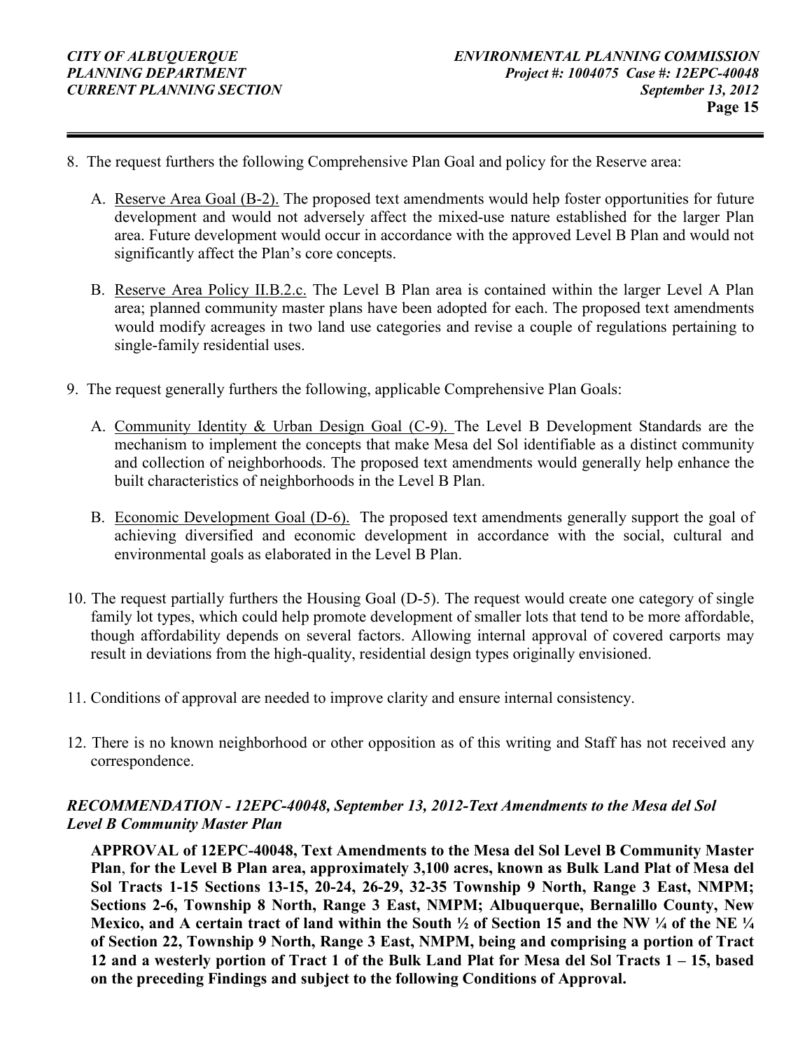8. The request furthers the following Comprehensive Plan Goal and policy for the Reserve area:

   A. <u>Reserve Area Goal (B-2).</u> The proposed text amendments would help foster opportunities for future development and would not adversely affect the mixed-use nature established for the larger Plan area. Future development would occur in accordance with the approved Level B Plan and would not significantly affect the Plan's core concepts.

   B. <u>Reserve Area Policy II.B.2.c.</u> The Level B Plan area is contained within the larger Level A Plan area; planned community master plans have been adopted for each. The proposed text amendments would modify acreages in two land use categories and revise a couple of regulations pertaining to single-family residential uses.

9. The request generally furthers the following, applicable Comprehensive Plan Goals:

   A. <u>Community Identity & Urban Design Goal (C-9).</u> The Level B Development Standards are the mechanism to implement the concepts that make Mesa del Sol identifiable as a distinct community and collection of neighborhoods. The proposed text amendments would generally help enhance the built characteristics of neighborhoods in the Level B Plan.

   B. <u>Economic Development Goal (D-6).</u> The proposed text amendments generally support the goal of achieving diversified and economic development in accordance with the social, cultural and environmental goals as elaborated in the Level B Plan.

10. The request partially furthers the Housing Goal (D-5). The request would create one category of single family lot types, which could help promote development of smaller lots that tend to be more affordable, though affordability depends on several factors. Allowing internal approval of covered carports may result in deviations from the high-quality, residential design types originally envisioned.

11. Conditions of approval are needed to improve clarity and ensure internal consistency.

12. There is no known neighborhood or other opposition as of this writing and Staff has not received any correspondence.

***RECOMMENDATION - 12EPC-40048, September 13, 2012-Text Amendments to the Mesa del Sol Level B Community Master Plan***

**APPROVAL of 12EPC-40048, Text Amendments to the Mesa del Sol Level B Community Master Plan, for the Level B Plan area, approximately 3,100 acres, known as Bulk Land Plat of Mesa del Sol Tracts 1-15 Sections 13-15, 20-24, 26-29, 32-35 Township 9 North, Range 3 East, NMPM; Sections 2-6, Township 8 North, Range 3 East, NMPM; Albuquerque, Bernalillo County, New Mexico, and A certain tract of land within the South ½ of Section 15 and the NW ¼ of the NE ¼ of Section 22, Township 9 North, Range 3 East, NMPM, being and comprising a portion of Tract 12 and a westerly portion of Tract 1 of the Bulk Land Plat for Mesa del Sol Tracts 1 – 15, based on the preceding Findings and subject to the following Conditions of Approval.**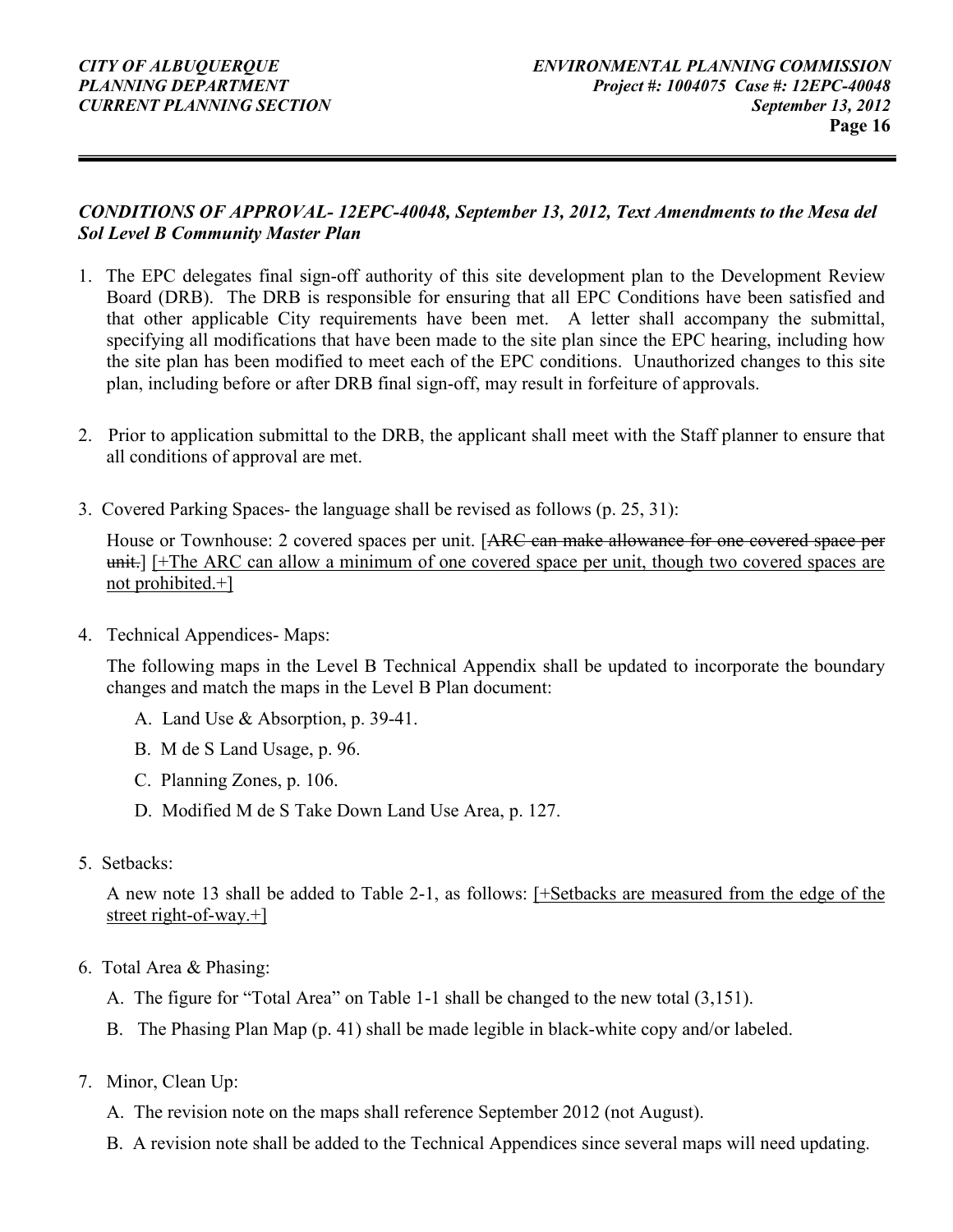***CONDITIONS OF APPROVAL- 12EPC-40048, September 13, 2012, Text Amendments to the Mesa del Sol Level B Community Master Plan***

1. The EPC delegates final sign-off authority of this site development plan to the Development Review Board (DRB). The DRB is responsible for ensuring that all EPC Conditions have been satisfied and that other applicable City requirements have been met. A letter shall accompany the submittal, specifying all modifications that have been made to the site plan since the EPC hearing, including how the site plan has been modified to meet each of the EPC conditions. Unauthorized changes to this site plan, including before or after DRB final sign-off, may result in forfeiture of approvals.

2. Prior to application submittal to the DRB, the applicant shall meet with the Staff planner to ensure that all conditions of approval are met.

3. Covered Parking Spaces- the language shall be revised as follows (p. 25, 31):

   House or Townhouse: 2 covered spaces per unit. [~~ARC can make allowance for one covered space per unit.~~] <u>[+The ARC can allow a minimum of one covered space per unit, though two covered spaces are not prohibited.+]</u>

4. Technical Appendices- Maps:

   The following maps in the Level B Technical Appendix shall be updated to incorporate the boundary changes and match the maps in the Level B Plan document:

   A. Land Use & Absorption, p. 39-41.

   B. M de S Land Usage, p. 96.

   C. Planning Zones, p. 106.

   D. Modified M de S Take Down Land Use Area, p. 127.

5. Setbacks:

   A new note 13 shall be added to Table 2-1, as follows: <u>[+Setbacks are measured from the edge of the street right-of-way.+]</u>

6. Total Area & Phasing:

   A. The figure for "Total Area" on Table 1-1 shall be changed to the new total (3,151).

   B. The Phasing Plan Map (p. 41) shall be made legible in black-white copy and/or labeled.

7. Minor, Clean Up:

   A. The revision note on the maps shall reference September 2012 (not August).

   B. A revision note shall be added to the Technical Appendices since several maps will need updating.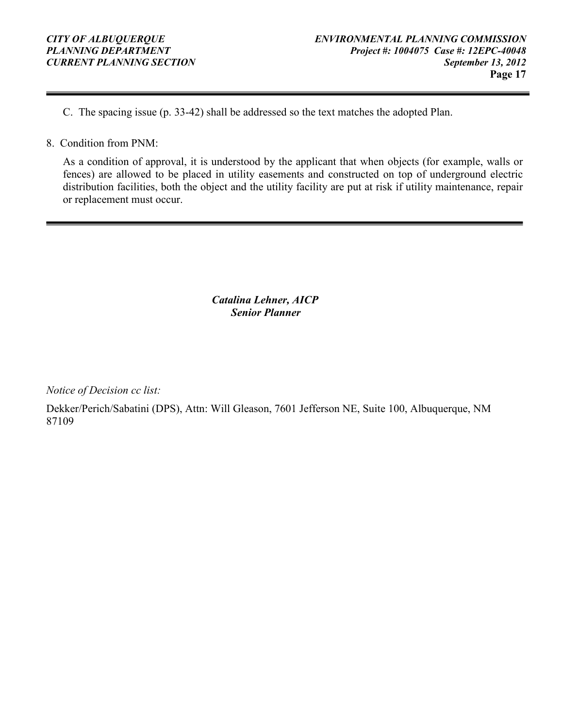C. The spacing issue (p. 33-42) shall be addressed so the text matches the adopted Plan.

8. Condition from PNM:

   As a condition of approval, it is understood by the applicant that when objects (for example, walls or fences) are allowed to be placed in utility easements and constructed on top of underground electric distribution facilities, both the object and the utility facility are put at risk if utility maintenance, repair or replacement must occur.

---

***Catalina Lehner, AICP***
***Senior Planner***

*Notice of Decision cc list:*

Dekker/Perich/Sabatini (DPS), Attn: Will Gleason, 7601 Jefferson NE, Suite 100, Albuquerque, NM 87109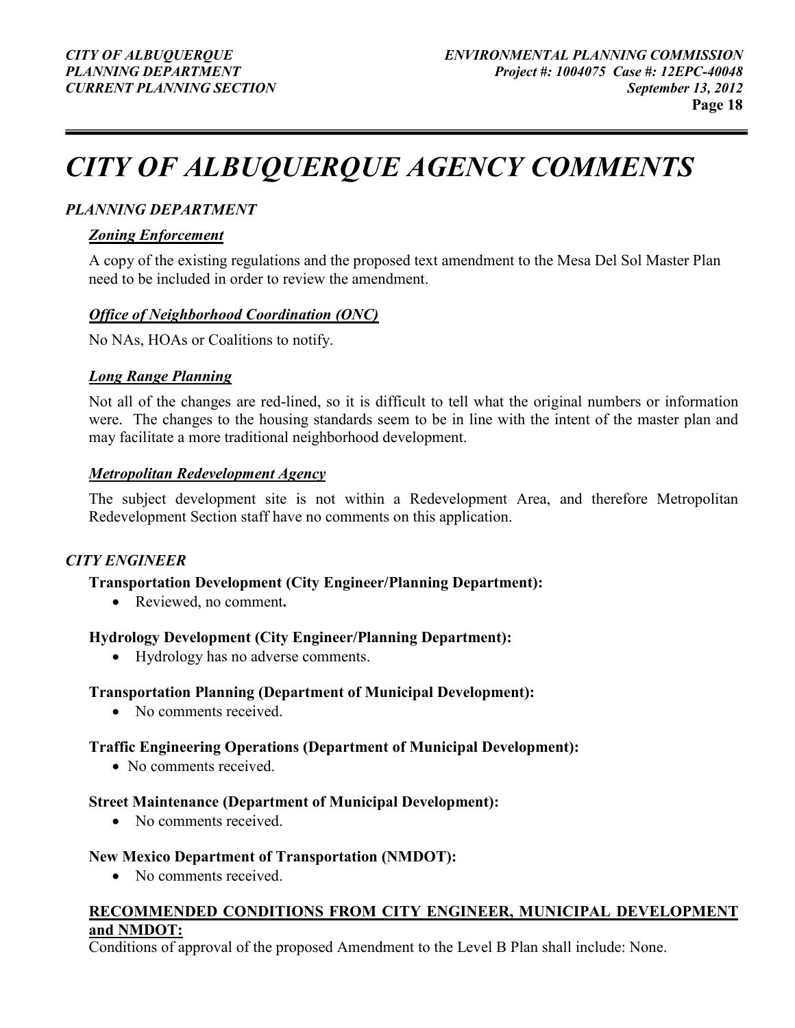# *CITY OF ALBUQUERQUE AGENCY COMMENTS*

### *PLANNING DEPARTMENT*

#### ***Zoning Enforcement***

A copy of the existing regulations and the proposed text amendment to the Mesa Del Sol Master Plan need to be included in order to review the amendment.

#### ***Office of Neighborhood Coordination (ONC)***

No NAs, HOAs or Coalitions to notify.

#### ***Long Range Planning***

Not all of the changes are red-lined, so it is difficult to tell what the original numbers or information were. The changes to the housing standards seem to be in line with the intent of the master plan and may facilitate a more traditional neighborhood development.

#### ***Metropolitan Redevelopment Agency***

The subject development site is not within a Redevelopment Area, and therefore Metropolitan Redevelopment Section staff have no comments on this application.

### *CITY ENGINEER*

**Transportation Development (City Engineer/Planning Department):**

- Reviewed, no comment**.**

**Hydrology Development (City Engineer/Planning Department):**

- Hydrology has no adverse comments.

**Transportation Planning (Department of Municipal Development):**

- No comments received.

**Traffic Engineering Operations (Department of Municipal Development):**

- No comments received.

**Street Maintenance (Department of Municipal Development):**

- No comments received.

**New Mexico Department of Transportation (NMDOT):**

- No comments received.

**RECOMMENDED CONDITIONS FROM CITY ENGINEER, MUNICIPAL DEVELOPMENT and NMDOT:**

Conditions of approval of the proposed Amendment to the Level B Plan shall include: None.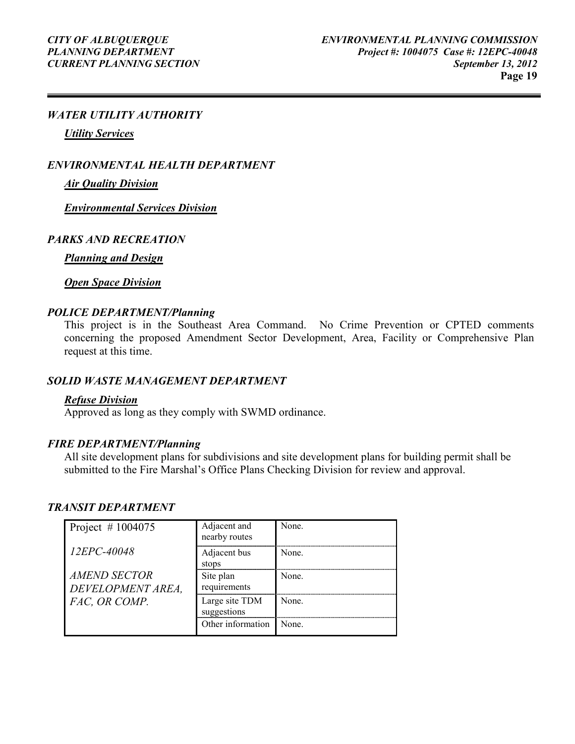### *WATER UTILITY AUTHORITY*

***Utility Services***

### *ENVIRONMENTAL HEALTH DEPARTMENT*

***Air Quality Division***

***Environmental Services Division***

### *PARKS AND RECREATION*

***Planning and Design***

***Open Space Division***

### *POLICE DEPARTMENT/Planning*

This project is in the Southeast Area Command. No Crime Prevention or CPTED comments concerning the proposed Amendment Sector Development, Area, Facility or Comprehensive Plan request at this time.

### *SOLID WASTE MANAGEMENT DEPARTMENT*

***Refuse Division***

Approved as long as they comply with SWMD ordinance.

### *FIRE DEPARTMENT/Planning*

All site development plans for subdivisions and site development plans for building permit shall be submitted to the Fire Marshal's Office Plans Checking Division for review and approval.

### *TRANSIT DEPARTMENT*

| Project # 1004075<br><br>*12EPC-40048*<br><br>*AMEND SECTOR DEVELOPMENT AREA, FAC, OR COMP.* | Adjacent and nearby routes | None. |
|---|---|---|
| | Adjacent bus stops | None. |
| | Site plan requirements | None. |
| | Large site TDM suggestions | None. |
| | Other information | None. |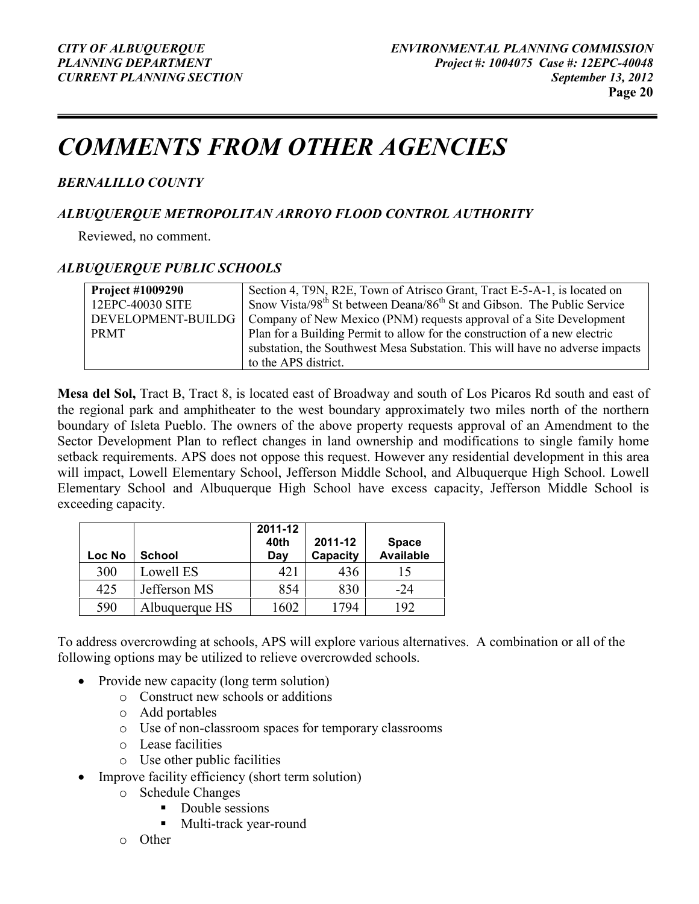# COMMENTS FROM OTHER AGENCIES

### *BERNALILLO COUNTY*

### *ALBUQUERQUE METROPOLITAN ARROYO FLOOD CONTROL AUTHORITY*

Reviewed, no comment.

### *ALBUQUERQUE PUBLIC SCHOOLS*

| | |
|---|---|
| **Project #1009290** 12EPC-40030 SITE DEVELOPMENT-BUILDG PRMT | Section 4, T9N, R2E, Town of Atrisco Grant, Tract E-5-A-1, is located on Snow Vista/98th St between Deana/86th St and Gibson. The Public Service Company of New Mexico (PNM) requests approval of a Site Development Plan for a Building Permit to allow for the construction of a new electric substation, the Southwest Mesa Substation. This will have no adverse impacts to the APS district. |

**Mesa del Sol,** Tract B, Tract 8, is located east of Broadway and south of Los Picaros Rd south and east of the regional park and amphitheater to the west boundary approximately two miles north of the northern boundary of Isleta Pueblo. The owners of the above property requests approval of an Amendment to the Sector Development Plan to reflect changes in land ownership and modifications to single family home setback requirements. APS does not oppose this request. However any residential development in this area will impact, Lowell Elementary School, Jefferson Middle School, and Albuquerque High School. Lowell Elementary School and Albuquerque High School have excess capacity, Jefferson Middle School is exceeding capacity.

| Loc No | School | 2011-12 40th Day | 2011-12 Capacity | Space Available |
|---|---|---|---|---|
| 300 | Lowell ES | 421 | 436 | 15 |
| 425 | Jefferson MS | 854 | 830 | -24 |
| 590 | Albuquerque HS | 1602 | 1794 | 192 |

To address overcrowding at schools, APS will explore various alternatives. A combination or all of the following options may be utilized to relieve overcrowded schools.

- Provide new capacity (long term solution)
  - Construct new schools or additions
  - Add portables
  - Use of non-classroom spaces for temporary classrooms
  - Lease facilities
  - Use other public facilities
- Improve facility efficiency (short term solution)
  - Schedule Changes
    - Double sessions
    - Multi-track year-round
  - Other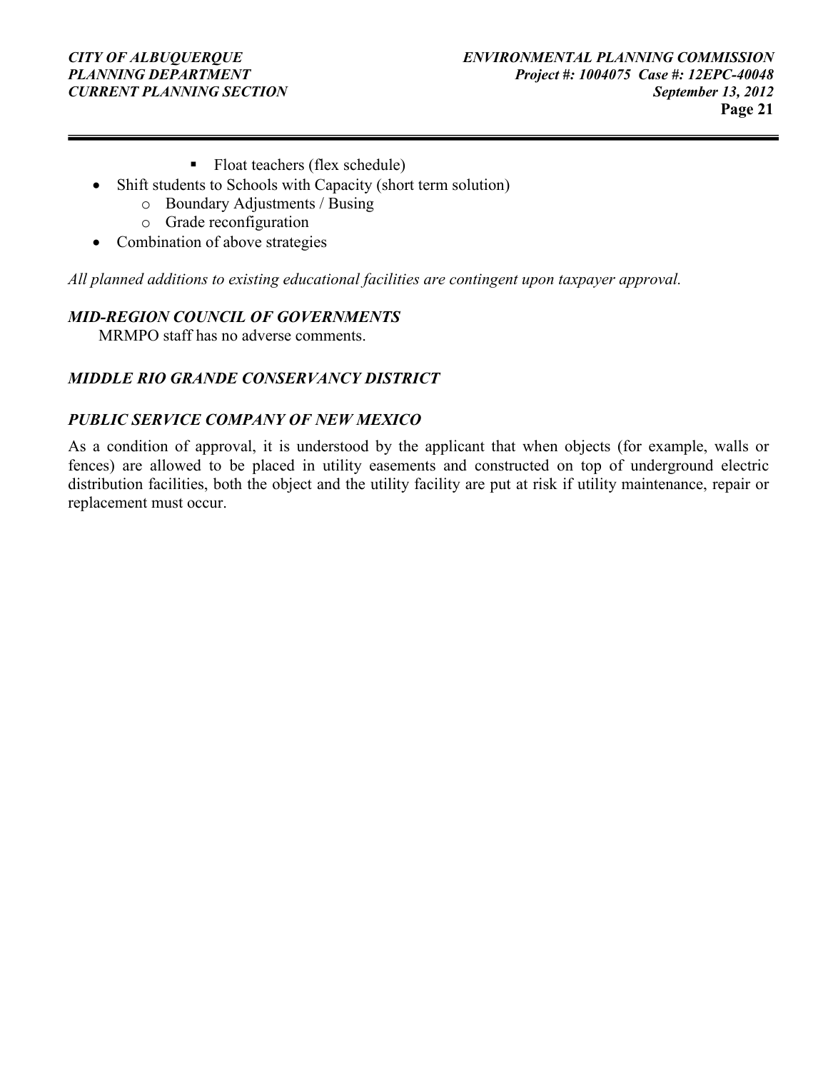- Float teachers (flex schedule)
- Shift students to Schools with Capacity (short term solution)
    - Boundary Adjustments / Busing
    - Grade reconfiguration
- Combination of above strategies

*All planned additions to existing educational facilities are contingent upon taxpayer approval.*

***MID-REGION COUNCIL OF GOVERNMENTS***

MRMPO staff has no adverse comments.

***MIDDLE RIO GRANDE CONSERVANCY DISTRICT***

***PUBLIC SERVICE COMPANY OF NEW MEXICO***

As a condition of approval, it is understood by the applicant that when objects (for example, walls or fences) are allowed to be placed in utility easements and constructed on top of underground electric distribution facilities, both the object and the utility facility are put at risk if utility maintenance, repair or replacement must occur.